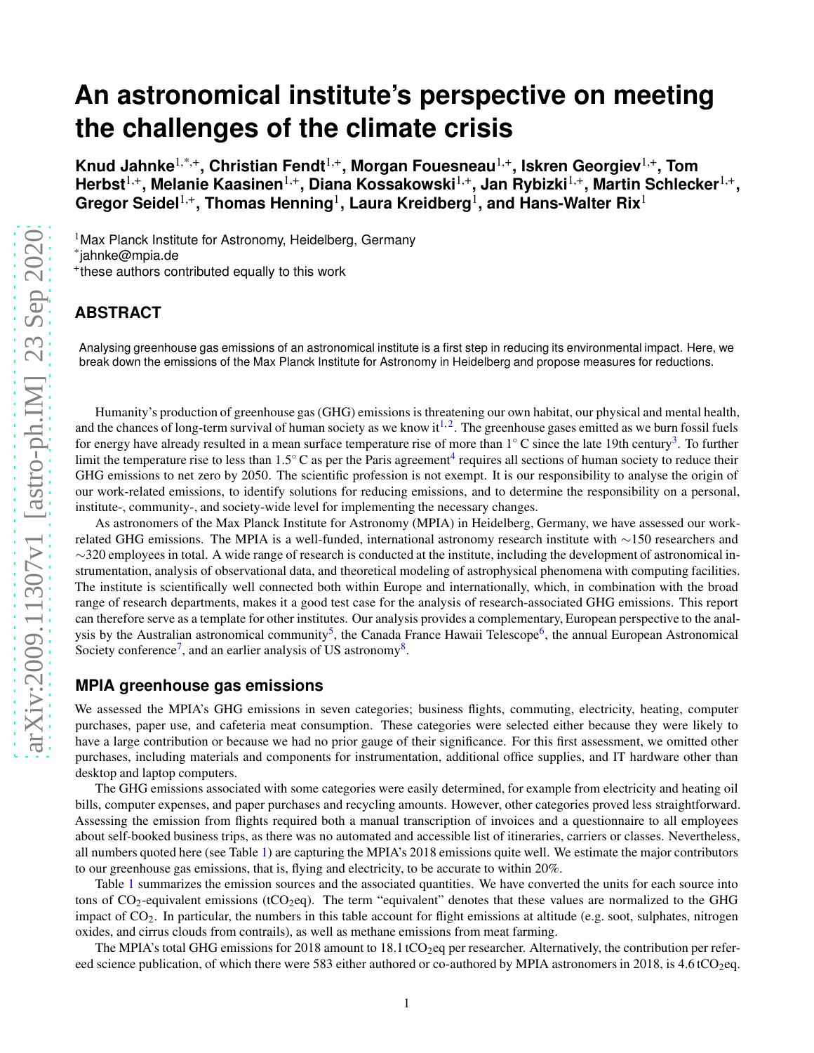# An astronomical institute's perspective on meeting the challenges of the climate crisis

**Knud Jahnke[1,*,+], Christian Fendt[1,+], Morgan Fouesneau[1,+], Iskren Georgiev[1,+], Tom Herbst[1,+], Melanie Kaasinen[1,+], Diana Kossakowski[1,+], Jan Rybizki[1,+], Martin Schlecker[1,+], Gregor Seidel[1,+], Thomas Henning[1], Laura Kreidberg[1], and Hans-Walter Rix[1]**

[1]Max Planck Institute for Astronomy, Heidelberg, Germany
[*]jahnke@mpia.de
[+]these authors contributed equally to this work

## ABSTRACT

Analysing greenhouse gas emissions of an astronomical institute is a first step in reducing its environmental impact. Here, we break down the emissions of the Max Planck Institute for Astronomy in Heidelberg and propose measures for reductions.

Humanity's production of greenhouse gas (GHG) emissions is threatening our own habitat, our physical and mental health, and the chances of long-term survival of human society as we know it[1,2]. The greenhouse gases emitted as we burn fossil fuels for energy have already resulted in a mean surface temperature rise of more than 1° C since the late 19th century[3]. To further limit the temperature rise to less than 1.5° C as per the Paris agreement[4] requires all sections of human society to reduce their GHG emissions to net zero by 2050. The scientific profession is not exempt. It is our responsibility to analyse the origin of our work-related emissions, to identify solutions for reducing emissions, and to determine the responsibility on a personal, institute-, community-, and society-wide level for implementing the necessary changes.

As astronomers of the Max Planck Institute for Astronomy (MPIA) in Heidelberg, Germany, we have assessed our work-related GHG emissions. The MPIA is a well-funded, international astronomy research institute with ∼150 researchers and ∼320 employees in total. A wide range of research is conducted at the institute, including the development of astronomical instrumentation, analysis of observational data, and theoretical modeling of astrophysical phenomena with computing facilities. The institute is scientifically well connected both within Europe and internationally, which, in combination with the broad range of research departments, makes it a good test case for the analysis of research-associated GHG emissions. This report can therefore serve as a template for other institutes. Our analysis provides a complementary, European perspective to the analysis by the Australian astronomical community[5], the Canada France Hawaii Telescope[6], the annual European Astronomical Society conference[7], and an earlier analysis of US astronomy[8].

## MPIA greenhouse gas emissions

We assessed the MPIA's GHG emissions in seven categories; business flights, commuting, electricity, heating, computer purchases, paper use, and cafeteria meat consumption. These categories were selected either because they were likely to have a large contribution or because we had no prior gauge of their significance. For this first assessment, we omitted other purchases, including materials and components for instrumentation, additional office supplies, and IT hardware other than desktop and laptop computers.

The GHG emissions associated with some categories were easily determined, for example from electricity and heating oil bills, computer expenses, and paper purchases and recycling amounts. However, other categories proved less straightforward. Assessing the emission from flights required both a manual transcription of invoices and a questionnaire to all employees about self-booked business trips, as there was no automated and accessible list of itineraries, carriers or classes. Nevertheless, all numbers quoted here (see Table 1) are capturing the MPIA's 2018 emissions quite well. We estimate the major contributors to our greenhouse gas emissions, that is, flying and electricity, to be accurate to within 20%.

Table 1 summarizes the emission sources and the associated quantities. We have converted the units for each source into tons of $CO_2$-equivalent emissions ($tCO_2eq$). The term "equivalent" denotes that these values are normalized to the GHG impact of $CO_2$. In particular, the numbers in this table account for flight emissions at altitude (e.g. soot, sulphates, nitrogen oxides, and cirrus clouds from contrails), as well as methane emissions from meat farming.

The MPIA's total GHG emissions for 2018 amount to 18.1 $tCO_2eq$ per researcher. Alternatively, the contribution per refereed science publication, of which there were 583 either authored or co-authored by MPIA astronomers in 2018, is 4.6 $tCO_2eq$.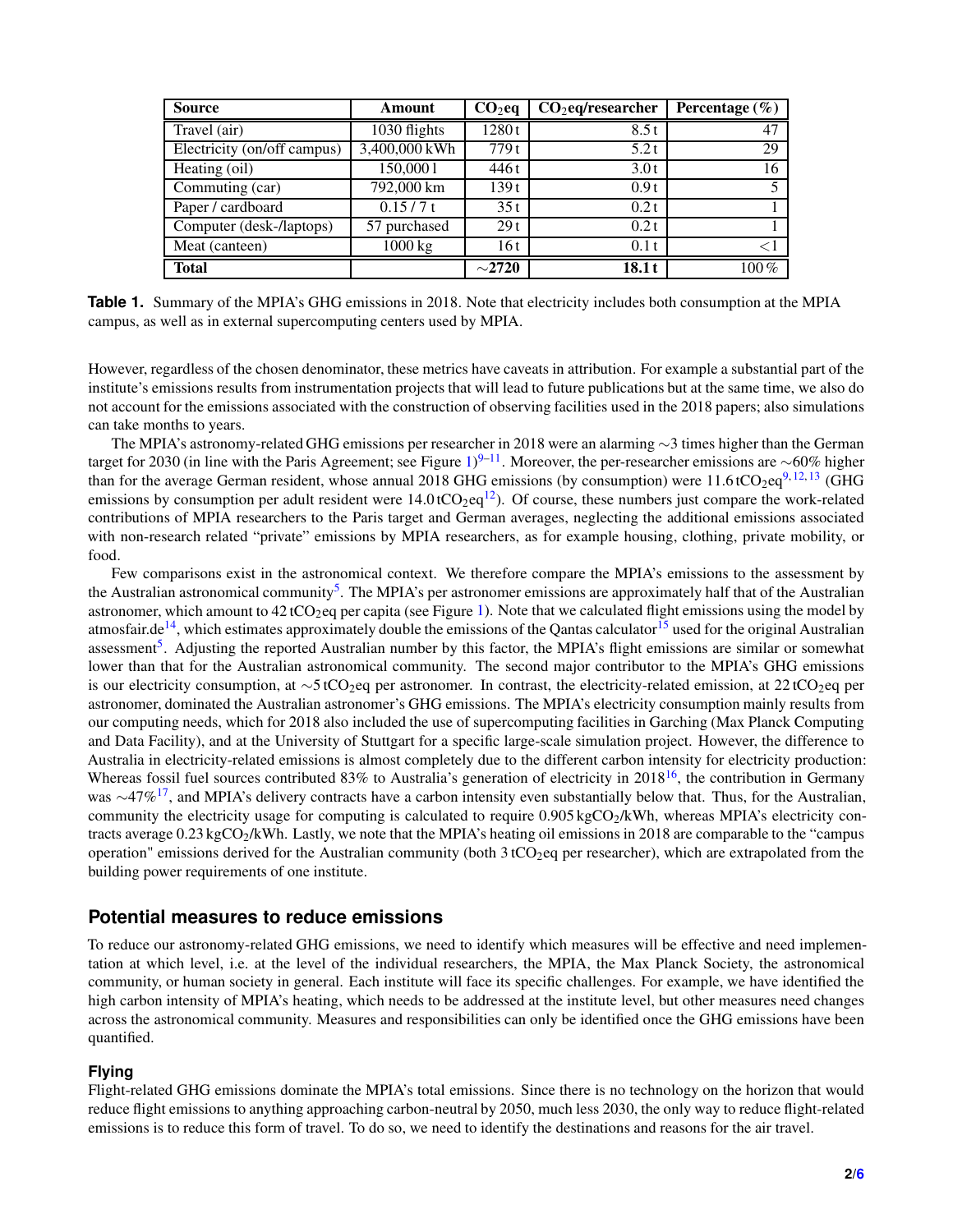| Source | Amount | $CO_2$eq | $CO_2$eq/researcher | Percentage (%) |
|---|---|---|---|---|
| Travel (air) | 1030 flights | 1280 t | 8.5 t | 47 |
| Electricity (on/off campus) | 3,400,000 kWh | 779 t | 5.2 t | 29 |
| Heating (oil) | 150,000 l | 446 t | 3.0 t | 16 |
| Commuting (car) | 792,000 km | 139 t | 0.9 t | 5 |
| Paper / cardboard | 0.15 / 7 t | 35 t | 0.2 t | 1 |
| Computer (desk-/laptops) | 57 purchased | 29 t | 0.2 t | 1 |
| Meat (canteen) | 1000 kg | 16 t | 0.1 t | <1 |
| **Total** | | **∼2720** | **18.1 t** | 100 % |

**Table 1.** Summary of the MPIA's GHG emissions in 2018. Note that electricity includes both consumption at the MPIA campus, as well as in external supercomputing centers used by MPIA.

However, regardless of the chosen denominator, these metrics have caveats in attribution. For example a substantial part of the institute's emissions results from instrumentation projects that will lead to future publications but at the same time, we also do not account for the emissions associated with the construction of observing facilities used in the 2018 papers; also simulations can take months to years.

The MPIA's astronomy-related GHG emissions per researcher in 2018 were an alarming ∼3 times higher than the German target for 2030 (in line with the Paris Agreement; see Figure 1)[9–11]. Moreover, the per-researcher emissions are ∼60% higher than for the average German resident, whose annual 2018 GHG emissions (by consumption) were 11.6 t$CO_2$eq[9,12,13] (GHG emissions by consumption per adult resident were 14.0 t$CO_2$eq[12]). Of course, these numbers just compare the work-related contributions of MPIA researchers to the Paris target and German averages, neglecting the additional emissions associated with non-research related "private" emissions by MPIA researchers, as for example housing, clothing, private mobility, or food.

Few comparisons exist in the astronomical context. We therefore compare the MPIA's emissions to the assessment by the Australian astronomical community[5]. The MPIA's per astronomer emissions are approximately half that of the Australian astronomer, which amount to 42 t$CO_2$eq per capita (see Figure 1). Note that we calculated flight emissions using the model by atmosfair.de[14], which estimates approximately double the emissions of the Qantas calculator[15] used for the original Australian assessment[5]. Adjusting the reported Australian number by this factor, the MPIA's flight emissions are similar or somewhat lower than that for the Australian astronomical community. The second major contributor to the MPIA's GHG emissions is our electricity consumption, at ∼5 t$CO_2$eq per astronomer. In contrast, the electricity-related emission, at 22 t$CO_2$eq per astronomer, dominated the Australian astronomer's GHG emissions. The MPIA's electricity consumption mainly results from our computing needs, which for 2018 also included the use of supercomputing facilities in Garching (Max Planck Computing and Data Facility), and at the University of Stuttgart for a specific large-scale simulation project. However, the difference to Australia in electricity-related emissions is almost completely due to the different carbon intensity for electricity production: Whereas fossil fuel sources contributed 83% to Australia's generation of electricity in 2018[16], the contribution in Germany was ∼47%[17], and MPIA's delivery contracts have a carbon intensity even substantially below that. Thus, for the Australian, community the electricity usage for computing is calculated to require 0.905 kg$CO_2$/kWh, whereas MPIA's electricity contracts average 0.23 kg$CO_2$/kWh. Lastly, we note that the MPIA's heating oil emissions in 2018 are comparable to the "campus operation" emissions derived for the Australian community (both 3 t$CO_2$eq per researcher), which are extrapolated from the building power requirements of one institute.

## Potential measures to reduce emissions

To reduce our astronomy-related GHG emissions, we need to identify which measures will be effective and need implementation at which level, i.e. at the level of the individual researchers, the MPIA, the Max Planck Society, the astronomical community, or human society in general. Each institute will face its specific challenges. For example, we have identified the high carbon intensity of MPIA's heating, which needs to be addressed at the institute level, but other measures need changes across the astronomical community. Measures and responsibilities can only be identified once the GHG emissions have been quantified.

### Flying

Flight-related GHG emissions dominate the MPIA's total emissions. Since there is no technology on the horizon that would reduce flight emissions to anything approaching carbon-neutral by 2050, much less 2030, the only way to reduce flight-related emissions is to reduce this form of travel. To do so, we need to identify the destinations and reasons for the air travel.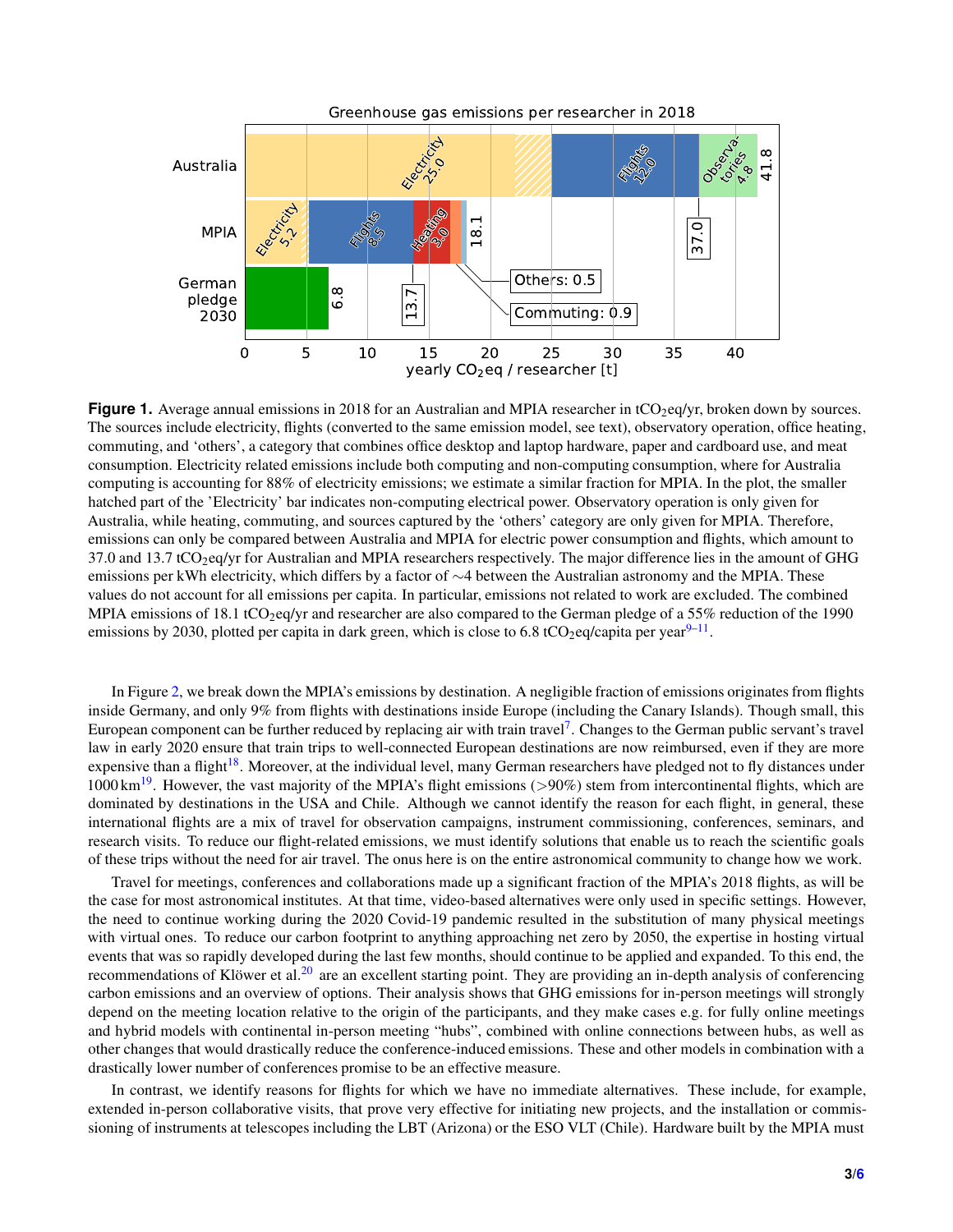**Figure 1.** Average annual emissions in 2018 for an Australian and MPIA researcher in $tCO_2eq$/yr, broken down by sources. The sources include electricity, flights (converted to the same emission model, see text), observatory operation, office heating, commuting, and 'others', a category that combines office desktop and laptop hardware, paper and cardboard use, and meat consumption. Electricity related emissions include both computing and non-computing consumption, where for Australia computing is accounting for 88% of electricity emissions; we estimate a similar fraction for MPIA. In the plot, the smaller hatched part of the 'Electricity' bar indicates non-computing electrical power. Observatory operation is only given for Australia, while heating, commuting, and sources captured by the 'others' category are only given for MPIA. Therefore, emissions can only be compared between Australia and MPIA for electric power consumption and flights, which amount to 37.0 and 13.7 $tCO_2eq$/yr for Australian and MPIA researchers respectively. The major difference lies in the amount of GHG emissions per kWh electricity, which differs by a factor of ∼4 between the Australian astronomy and the MPIA. These values do not account for all emissions per capita. In particular, emissions not related to work are excluded. The combined MPIA emissions of 18.1 $tCO_2eq$/yr and researcher are also compared to the German pledge of a 55% reduction of the 1990 emissions by 2030, plotted per capita in dark green, which is close to 6.8 $tCO_2eq$/capita per year[9–11].

In Figure 2, we break down the MPIA's emissions by destination. A negligible fraction of emissions originates from flights inside Germany, and only 9% from flights with destinations inside Europe (including the Canary Islands). Though small, this European component can be further reduced by replacing air with train travel[7]. Changes to the German public servant's travel law in early 2020 ensure that train trips to well-connected European destinations are now reimbursed, even if they are more expensive than a flight[18]. Moreover, at the individual level, many German researchers have pledged not to fly distances under 1000 km[19]. However, the vast majority of the MPIA's flight emissions (>90%) stem from intercontinental flights, which are dominated by destinations in the USA and Chile. Although we cannot identify the reason for each flight, in general, these international flights are a mix of travel for observation campaigns, instrument commissioning, conferences, seminars, and research visits. To reduce our flight-related emissions, we must identify solutions that enable us to reach the scientific goals of these trips without the need for air travel. The onus here is on the entire astronomical community to change how we work.

Travel for meetings, conferences and collaborations made up a significant fraction of the MPIA's 2018 flights, as will be the case for most astronomical institutes. At that time, video-based alternatives were only used in specific settings. However, the need to continue working during the 2020 Covid-19 pandemic resulted in the substitution of many physical meetings with virtual ones. To reduce our carbon footprint to anything approaching net zero by 2050, the expertise in hosting virtual events that was so rapidly developed during the last few months, should continue to be applied and expanded. To this end, the recommendations of Klöwer et al.[20] are an excellent starting point. They are providing an in-depth analysis of conferencing carbon emissions and an overview of options. Their analysis shows that GHG emissions for in-person meetings will strongly depend on the meeting location relative to the origin of the participants, and they make cases e.g. for fully online meetings and hybrid models with continental in-person meeting "hubs", combined with online connections between hubs, as well as other changes that would drastically reduce the conference-induced emissions. These and other models in combination with a drastically lower number of conferences promise to be an effective measure.

In contrast, we identify reasons for flights for which we have no immediate alternatives. These include, for example, extended in-person collaborative visits, that prove very effective for initiating new projects, and the installation or commissioning of instruments at telescopes including the LBT (Arizona) or the ESO VLT (Chile). Hardware built by the MPIA must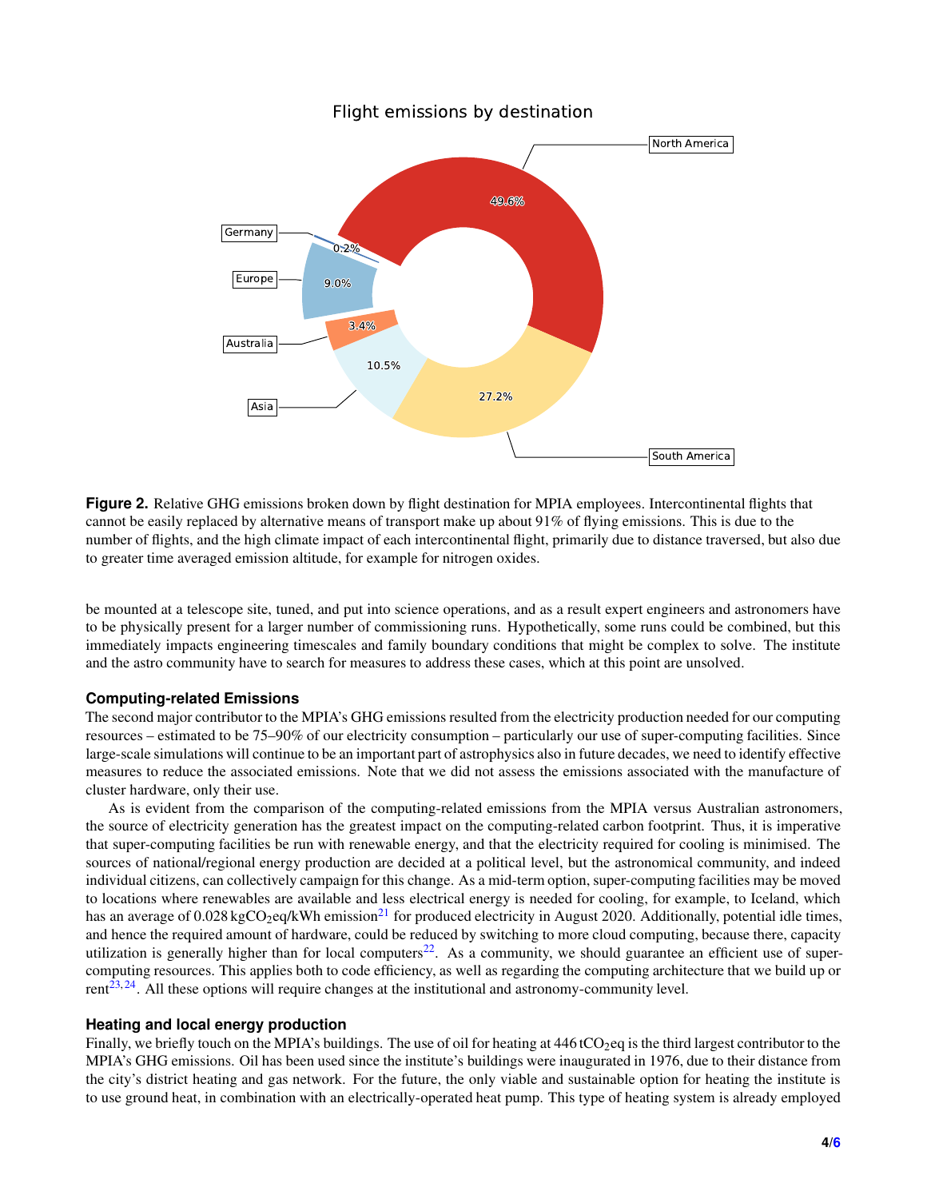**Figure 2.** Relative GHG emissions broken down by flight destination for MPIA employees. Intercontinental flights that cannot be easily replaced by alternative means of transport make up about 91% of flying emissions. This is due to the number of flights, and the high climate impact of each intercontinental flight, primarily due to distance traversed, but also due to greater time averaged emission altitude, for example for nitrogen oxides.

be mounted at a telescope site, tuned, and put into science operations, and as a result expert engineers and astronomers have to be physically present for a larger number of commissioning runs. Hypothetically, some runs could be combined, but this immediately impacts engineering timescales and family boundary conditions that might be complex to solve. The institute and the astro community have to search for measures to address these cases, which at this point are unsolved.

### Computing-related Emissions

The second major contributor to the MPIA's GHG emissions resulted from the electricity production needed for our computing resources – estimated to be 75–90% of our electricity consumption – particularly our use of super-computing facilities. Since large-scale simulations will continue to be an important part of astrophysics also in future decades, we need to identify effective measures to reduce the associated emissions. Note that we did not assess the emissions associated with the manufacture of cluster hardware, only their use.

As is evident from the comparison of the computing-related emissions from the MPIA versus Australian astronomers, the source of electricity generation has the greatest impact on the computing-related carbon footprint. Thus, it is imperative that super-computing facilities be run with renewable energy, and that the electricity required for cooling is minimised. The sources of national/regional energy production are decided at a political level, but the astronomical community, and indeed individual citizens, can collectively campaign for this change. As a mid-term option, super-computing facilities may be moved to locations where renewables are available and less electrical energy is needed for cooling, for example, to Iceland, which has an average of 0.028 $kgCO_2eq/kWh$ emission[21] for produced electricity in August 2020. Additionally, potential idle times, and hence the required amount of hardware, could be reduced by switching to more cloud computing, because there, capacity utilization is generally higher than for local computers[22]. As a community, we should guarantee an efficient use of super-computing resources. This applies both to code efficiency, as well as regarding the computing architecture that we build up or rent[23,24]. All these options will require changes at the institutional and astronomy-community level.

### Heating and local energy production

Finally, we briefly touch on the MPIA's buildings. The use of oil for heating at 446 $tCO_2eq$ is the third largest contributor to the MPIA's GHG emissions. Oil has been used since the institute's buildings were inaugurated in 1976, due to their distance from the city's district heating and gas network. For the future, the only viable and sustainable option for heating the institute is to use ground heat, in combination with an electrically-operated heat pump. This type of heating system is already employed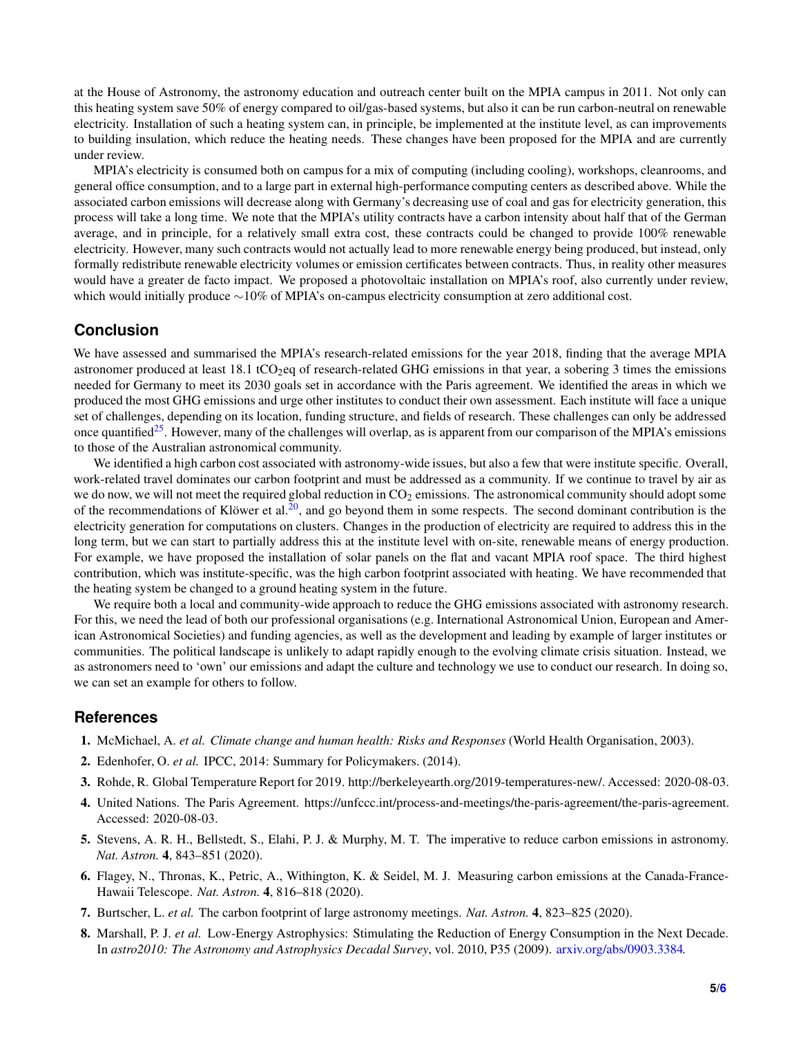at the House of Astronomy, the astronomy education and outreach center built on the MPIA campus in 2011. Not only can this heating system save 50% of energy compared to oil/gas-based systems, but also it can be run carbon-neutral on renewable electricity. Installation of such a heating system can, in principle, be implemented at the institute level, as can improvements to building insulation, which reduce the heating needs. These changes have been proposed for the MPIA and are currently under review.

MPIA's electricity is consumed both on campus for a mix of computing (including cooling), workshops, cleanrooms, and general office consumption, and to a large part in external high-performance computing centers as described above. While the associated carbon emissions will decrease along with Germany's decreasing use of coal and gas for electricity generation, this process will take a long time. We note that the MPIA's utility contracts have a carbon intensity about half that of the German average, and in principle, for a relatively small extra cost, these contracts could be changed to provide 100% renewable electricity. However, many such contracts would not actually lead to more renewable energy being produced, but instead, only formally redistribute renewable electricity volumes or emission certificates between contracts. Thus, in reality other measures would have a greater de facto impact. We proposed a photovoltaic installation on MPIA's roof, also currently under review, which would initially produce ∼10% of MPIA's on-campus electricity consumption at zero additional cost.

## Conclusion

We have assessed and summarised the MPIA's research-related emissions for the year 2018, finding that the average MPIA astronomer produced at least 18.1 $tCO_2eq$ of research-related GHG emissions in that year, a sobering 3 times the emissions needed for Germany to meet its 2030 goals set in accordance with the Paris agreement. We identified the areas in which we produced the most GHG emissions and urge other institutes to conduct their own assessment. Each institute will face a unique set of challenges, depending on its location, funding structure, and fields of research. These challenges can only be addressed once quantified[25]. However, many of the challenges will overlap, as is apparent from our comparison of the MPIA's emissions to those of the Australian astronomical community.

We identified a high carbon cost associated with astronomy-wide issues, but also a few that were institute specific. Overall, work-related travel dominates our carbon footprint and must be addressed as a community. If we continue to travel by air as we do now, we will not meet the required global reduction in $CO_2$ emissions. The astronomical community should adopt some of the recommendations of Klöwer et al.[20], and go beyond them in some respects. The second dominant contribution is the electricity generation for computations on clusters. Changes in the production of electricity are required to address this in the long term, but we can start to partially address this at the institute level with on-site, renewable means of energy production. For example, we have proposed the installation of solar panels on the flat and vacant MPIA roof space. The third highest contribution, which was institute-specific, was the high carbon footprint associated with heating. We have recommended that the heating system be changed to a ground heating system in the future.

We require both a local and community-wide approach to reduce the GHG emissions associated with astronomy research. For this, we need the lead of both our professional organisations (e.g. International Astronomical Union, European and American Astronomical Societies) and funding agencies, as well as the development and leading by example of larger institutes or communities. The political landscape is unlikely to adapt rapidly enough to the evolving climate crisis situation. Instead, we as astronomers need to 'own' our emissions and adapt the culture and technology we use to conduct our research. In doing so, we can set an example for others to follow.

## References

1. McMichael, A. *et al. Climate change and human health: Risks and Responses* (World Health Organisation, 2003).
2. Edenhofer, O. *et al.* IPCC, 2014: Summary for Policymakers. (2014).
3. Rohde, R. Global Temperature Report for 2019. http://berkeleyearth.org/2019-temperatures-new/. Accessed: 2020-08-03.
4. United Nations. The Paris Agreement. https://unfccc.int/process-and-meetings/the-paris-agreement/the-paris-agreement. Accessed: 2020-08-03.
5. Stevens, A. R. H., Bellstedt, S., Elahi, P. J. & Murphy, M. T. The imperative to reduce carbon emissions in astronomy. *Nat. Astron.* **4**, 843–851 (2020).
6. Flagey, N., Thronas, K., Petric, A., Withington, K. & Seidel, M. J. Measuring carbon emissions at the Canada-France-Hawaii Telescope. *Nat. Astron.* **4**, 816–818 (2020).
7. Burtscher, L. *et al.* The carbon footprint of large astronomy meetings. *Nat. Astron.* **4**, 823–825 (2020).
8. Marshall, P. J. *et al.* Low-Energy Astrophysics: Stimulating the Reduction of Energy Consumption in the Next Decade. In *astro2010: The Astronomy and Astrophysics Decadal Survey*, vol. 2010, P35 (2009). arxiv.org/abs/0903.3384.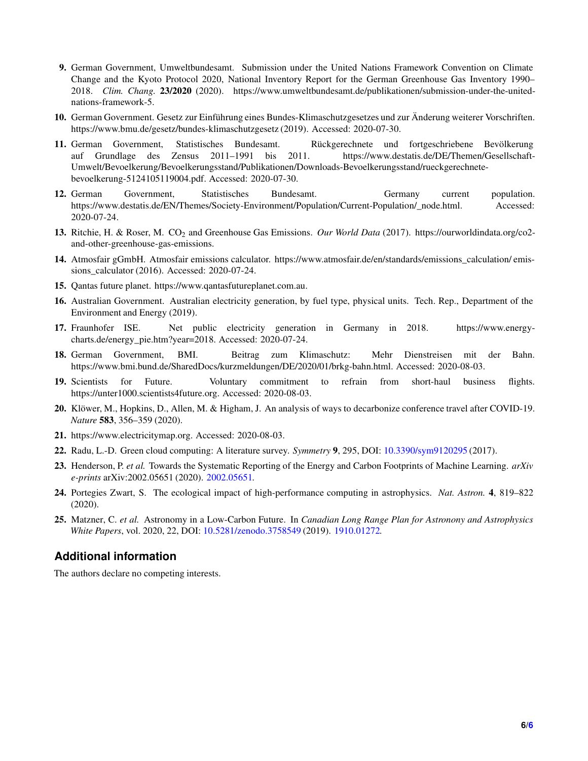9. German Government, Umweltbundesamt. Submission under the United Nations Framework Convention on Climate Change and the Kyoto Protocol 2020, National Inventory Report for the German Greenhouse Gas Inventory 1990–2018. *Clim. Chang.* **23/2020** (2020). https://www.umweltbundesamt.de/publikationen/submission-under-the-united-nations-framework-5.
10. German Government. Gesetz zur Einführung eines Bundes-Klimaschutzgesetzes und zur Änderung weiterer Vorschriften. https://www.bmu.de/gesetz/bundes-klimaschutzgesetz (2019). Accessed: 2020-07-30.
11. German Government, Statistisches Bundesamt. Rückgerechnete und fortgeschriebene Bevölkerung auf Grundlage des Zensus 2011–1991 bis 2011. https://www.destatis.de/DE/Themen/Gesellschaft-Umwelt/Bevoelkerung/Bevoelkerungsstand/Publikationen/Downloads-Bevoelkerungsstand/rueckgerechnete-bevoelkerung-5124105119004.pdf. Accessed: 2020-07-30.
12. German Government, Statistisches Bundesamt. Germany current population. https://www.destatis.de/EN/Themes/Society-Environment/Population/Current-Population/_node.html. Accessed: 2020-07-24.
13. Ritchie, H. & Roser, M. $CO_2$ and Greenhouse Gas Emissions. *Our World Data* (2017). https://ourworldindata.org/co2-and-other-greenhouse-gas-emissions.
14. Atmosfair gGmbH. Atmosfair emissions calculator. https://www.atmosfair.de/en/standards/emissions_calculation/ emissions_calculator (2016). Accessed: 2020-07-24.
15. Qantas future planet. https://www.qantasfutureplanet.com.au.
16. Australian Government. Australian electricity generation, by fuel type, physical units. Tech. Rep., Department of the Environment and Energy (2019).
17. Fraunhofer ISE. Net public electricity generation in Germany in 2018. https://www.energy-charts.de/energy_pie.htm?year=2018. Accessed: 2020-07-24.
18. German Government, BMI. Beitrag zum Klimaschutz: Mehr Dienstreisen mit der Bahn. https://www.bmi.bund.de/SharedDocs/kurzmeldungen/DE/2020/01/brkg-bahn.html. Accessed: 2020-08-03.
19. Scientists for Future. Voluntary commitment to refrain from short-haul business flights. https://unter1000.scientists4future.org. Accessed: 2020-08-03.
20. Klöwer, M., Hopkins, D., Allen, M. & Higham, J. An analysis of ways to decarbonize conference travel after COVID-19. *Nature* **583**, 356–359 (2020).
21. https://www.electricitymap.org. Accessed: 2020-08-03.
22. Radu, L.-D. Green cloud computing: A literature survey. *Symmetry* **9**, 295, DOI: 10.3390/sym9120295 (2017).
23. Henderson, P. *et al.* Towards the Systematic Reporting of the Energy and Carbon Footprints of Machine Learning. *arXiv e-prints* arXiv:2002.05651 (2020). 2002.05651.
24. Portegies Zwart, S. The ecological impact of high-performance computing in astrophysics. *Nat. Astron.* **4**, 819–822 (2020).
25. Matzner, C. *et al.* Astronomy in a Low-Carbon Future. In *Canadian Long Range Plan for Astronony and Astrophysics White Papers*, vol. 2020, 22, DOI: 10.5281/zenodo.3758549 (2019). 1910.01272.

## Additional information

The authors declare no competing interests.